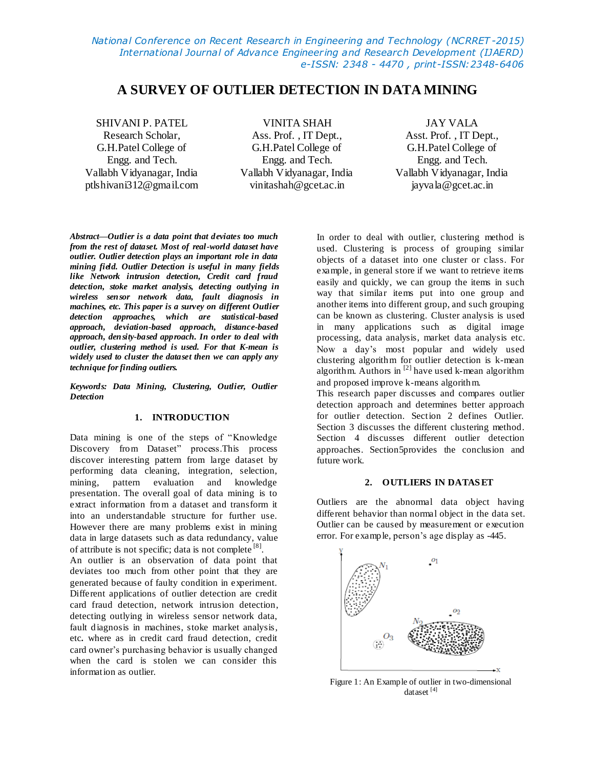# A SURVEY OF OUTLIER DETECTION IN DATA MINING

SHIVANI P. PATEL
Research Scholar,
G.H.Patel College of Engg. and Tech.
Vallabh Vidyanagar, India
ptlshivani312@gmail.com

VINITA SHAH
Ass. Prof. , IT Dept.,
G.H.Patel College of Engg. and Tech.
Vallabh Vidyanagar, India
vinitashah@gcet.ac.in

JAY VALA
Asst. Prof. , IT Dept.,
G.H.Patel College of Engg. and Tech.
Vallabh Vidyanagar, India
jayvala@gcet.ac.in

***Abstract*—Outlier is a data point that deviates too much from the rest of dataset. Most of real-world dataset have outlier. Outlier detection plays an important role in data mining field. Outlier Detection is useful in many fields like Network intrusion detection, Credit card fraud detection, stoke market analysis, detecting outlying in wireless sensor network data, fault diagnosis in machines, etc. This paper is a survey on different Outlier detection approaches, which are statistical-based approach, deviation-based approach, distance-based approach, density-based approach. In order to deal with outlier, clustering method is used. For that K-mean is widely used to cluster the dataset then we can apply any technique for finding outliers.***

***Keywords: Data Mining, Clustering, Outlier, Outlier Detection***

## 1. INTRODUCTION

Data mining is one of the steps of "Knowledge Discovery from Dataset" process.This process discover interesting pattern from large dataset by performing data cleaning, integration, selection, mining, pattern evaluation and knowledge presentation. The overall goal of data mining is to extract information from a dataset and transform it into an understandable structure for further use. However there are many problems exist in mining data in large datasets such as data redundancy, value of attribute is not specific; data is not complete [8].

An outlier is an observation of data point that deviates too much from other point that they are generated because of faulty condition in experiment. Different applications of outlier detection are credit card fraud detection, network intrusion detection, detecting outlying in wireless sensor network data, fault diagnosis in machines, stoke market analysis, etc. where as in credit card fraud detection, credit card owner's purchasing behavior is usually changed when the card is stolen we can consider this information as outlier.

In order to deal with outlier, clustering method is used. Clustering is process of grouping similar objects of a dataset into one cluster or class. For example, in general store if we want to retrieve items easily and quickly, we can group the items in such way that similar items put into one group and another items into different group, and such grouping can be known as clustering. Cluster analysis is used in many applications such as digital image processing, data analysis, market data analysis etc. Now a day's most popular and widely used clustering algorithm for outlier detection is k-mean algorithm. Authors in [2] have used k-mean algorithm and proposed improve k-means algorithm.

This research paper discusses and compares outlier detection approach and determines better approach for outlier detection. Section 2 defines Outlier. Section 3 discusses the different clustering method. Section 4 discusses different outlier detection approaches. Section5provides the conclusion and future work.

## 2. OUTLIERS IN DATASET

Outliers are the abnormal data object having different behavior than normal object in the data set. Outlier can be caused by measurement or execution error. For example, person's age display as -445.

Figure 1: An Example of outlier in two-dimensional dataset [4]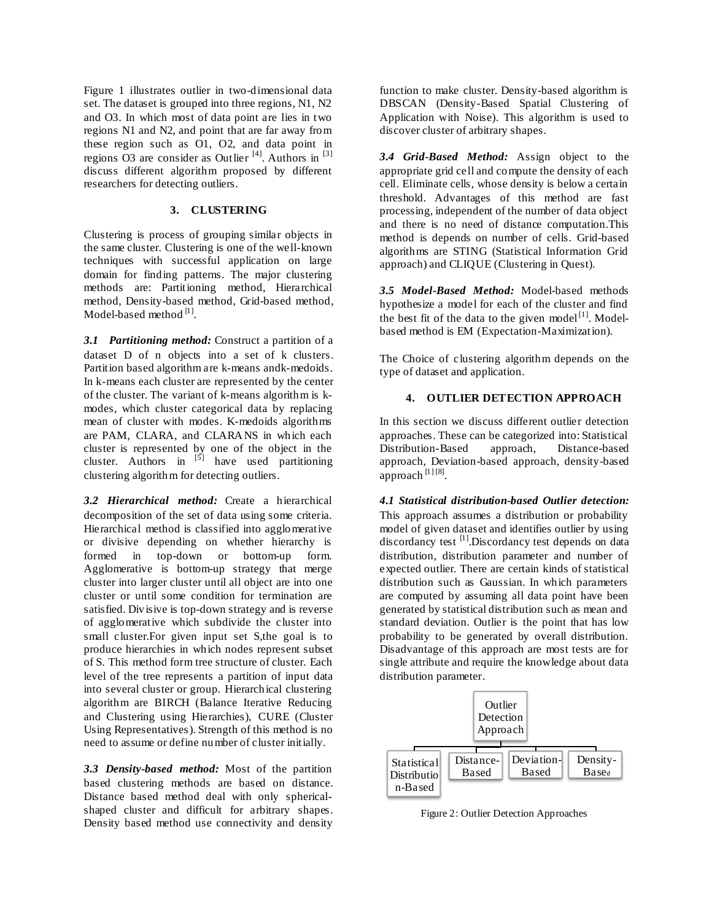Figure 1 illustrates outlier in two-dimensional data set. The dataset is grouped into three regions, N1, N2 and O3. In which most of data point are lies in two regions N1 and N2, and point that are far away from these region such as O1, O2, and data point in regions O3 are consider as Outlier [4]. Authors in [3] discuss different algorithm proposed by different researchers for detecting outliers.

## 3. CLUSTERING

Clustering is process of grouping similar objects in the same cluster. Clustering is one of the well-known techniques with successful application on large domain for finding patterns. The major clustering methods are: Partitioning method, Hierarchical method, Density-based method, Grid-based method, Model-based method [1].

***3.1 Partitioning method:*** Construct a partition of a dataset D of n objects into a set of k clusters. Partition based algorithm are k-means andk-medoids. In k-means each cluster are represented by the center of the cluster. The variant of k-means algorithm is k-modes, which cluster categorical data by replacing mean of cluster with modes. K-medoids algorithms are PAM, CLARA, and CLARANS in which each cluster is represented by one of the object in the cluster. Authors in [5] have used partitioning clustering algorithm for detecting outliers.

***3.2 Hierarchical method:*** Create a hierarchical decomposition of the set of data using some criteria. Hierarchical method is classified into agglomerative or divisive depending on whether hierarchy is formed in top-down or bottom-up form. Agglomerative is bottom-up strategy that merge cluster into larger cluster until all object are into one cluster or until some condition for termination are satisfied. Divisive is top-down strategy and is reverse of agglomerative which subdivide the cluster into small cluster.For given input set S,the goal is to produce hierarchies in which nodes represent subset of S. This method form tree structure of cluster. Each level of the tree represents a partition of input data into several cluster or group. Hierarchical clustering algorithm are BIRCH (Balance Iterative Reducing and Clustering using Hierarchies), CURE (Cluster Using Representatives). Strength of this method is no need to assume or define number of cluster initially.

***3.3 Density-based method:*** Most of the partition based clustering methods are based on distance. Distance based method deal with only spherical-shaped cluster and difficult for arbitrary shapes. Density based method use connectivity and density function to make cluster. Density-based algorithm is DBSCAN (Density-Based Spatial Clustering of Application with Noise). This algorithm is used to discover cluster of arbitrary shapes.

***3.4 Grid-Based Method:*** Assign object to the appropriate grid cell and compute the density of each cell. Eliminate cells, whose density is below a certain threshold. Advantages of this method are fast processing, independent of the number of data object and there is no need of distance computation.This method is depends on number of cells. Grid-based algorithms are STING (Statistical Information Grid approach) and CLIQUE (Clustering in Quest).

***3.5 Model-Based Method:*** Model-based methods hypothesize a model for each of the cluster and find the best fit of the data to the given model [1]. Model-based method is EM (Expectation-Maximization).

The Choice of clustering algorithm depends on the type of dataset and application.

## 4. OUTLIER DETECTION APPROACH

In this section we discuss different outlier detection approaches. These can be categorized into: Statistical Distribution-Based approach, Distance-based approach, Deviation-based approach, density-based approach [1] [8].

***4.1 Statistical distribution-based Outlier detection:*** This approach assumes a distribution or probability model of given dataset and identifies outlier by using discordancy test [1].Discordancy test depends on data distribution, distribution parameter and number of expected outlier. There are certain kinds of statistical distribution such as Gaussian. In which parameters are computed by assuming all data point have been generated by statistical distribution such as mean and standard deviation. Outlier is the point that has low probability to be generated by overall distribution. Disadvantage of this approach are most tests are for single attribute and require the knowledge about data distribution parameter.

Outlier Detection Approach

Statistical Distribution-Based | Distance-Based | Deviation-Based | Density-Based

Figure 2: Outlier Detection Approaches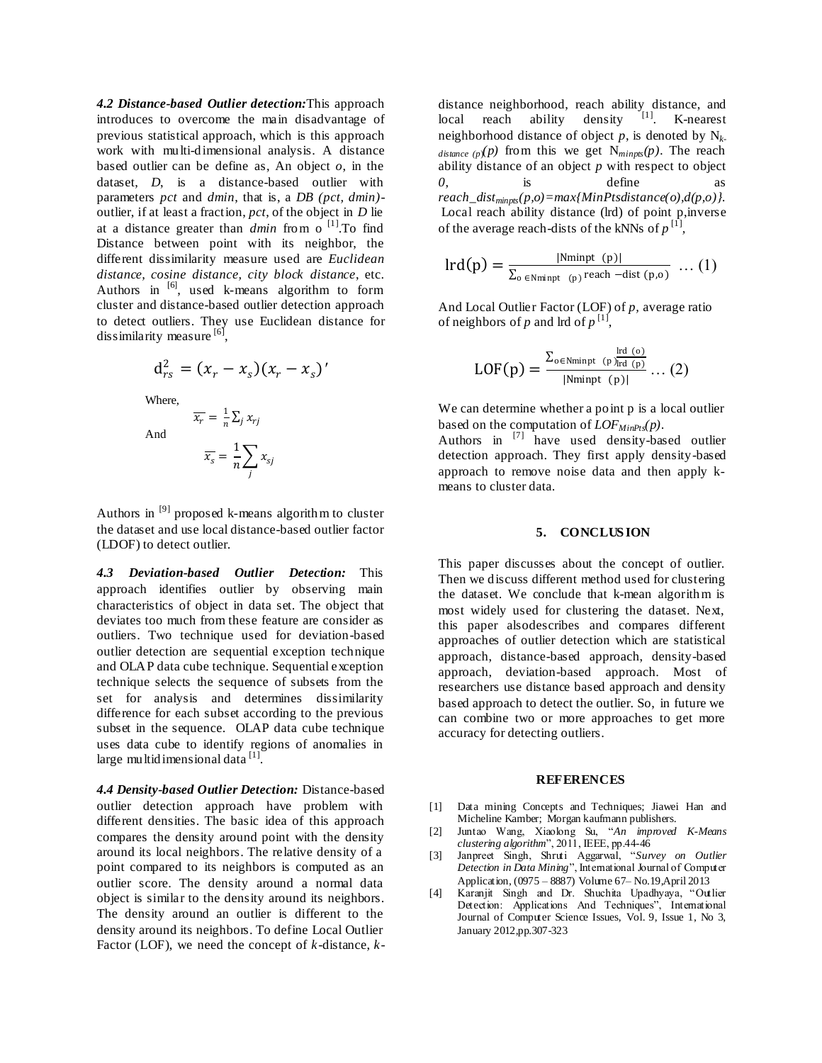***4.2 Distance-based Outlier detection:*** This approach introduces to overcome the main disadvantage of previous statistical approach, which is this approach work with multi-dimensional analysis. A distance based outlier can be define as, An object *o*, in the dataset, *D*, is a distance-based outlier with parameters *pct* and *dmin*, that is, a *DB (pct, dmin)*-outlier, if at least a fraction, *pct*, of the object in *D* lie at a distance greater than *dmin* from o [1].To find Distance between point with its neighbor, the different dissimilarity measure used are *Euclidean distance, cosine distance, city block distance*, etc. Authors in [6], used k-means algorithm to form cluster and distance-based outlier detection approach to detect outliers. They use Euclidean distance for dissimilarity measure [6],

$$d_{rs}^2 = (x_r - x_s)(x_r - x_s)'$$

Where,

$$\overline{x_r} = \frac{1}{n}\sum_j x_{rj}$$

And

$$\overline{x_s} = \frac{1}{n}\sum_j x_{sj}$$

Authors in [9] proposed k-means algorithm to cluster the dataset and use local distance-based outlier factor (LDOF) to detect outlier.

***4.3 Deviation-based Outlier Detection:*** This approach identifies outlier by observing main characteristics of object in data set. The object that deviates too much from these feature are consider as outliers. Two technique used for deviation-based outlier detection are sequential exception technique and OLAP data cube technique. Sequential exception technique selects the sequence of subsets from the set for analysis and determines dissimilarity difference for each subset according to the previous subset in the sequence. OLAP data cube technique uses data cube to identify regions of anomalies in large multidimensional data [1].

***4.4 Density-based Outlier Detection:*** Distance-based outlier detection approach have problem with different densities. The basic idea of this approach compares the density around point with the density around its local neighbors. The relative density of a point compared to its neighbors is computed as an outlier score. The density around a normal data object is similar to the density around its neighbors. The density around an outlier is different to the density around its neighbors. To define Local Outlier Factor (LOF), we need the concept of *k*-distance, *k*-distance neighborhood, reach ability distance, and local reach ability density [1]. K-nearest neighborhood distance of object *p*, is denoted by $N_{k\text{-}distance\,(p)}(p)$ from this we get $N_{minpts}(p)$. The reach ability distance of an object *p* with respect to object *0*, is define as *reach_dist*$_{minpts}$*(p,o)=max{MinPtsdistance(o),d(p,o)}.* Local reach ability distance (lrd) of point p,inverse of the average reach-dists of the kNNs of *p* [1],

$$\text{lrd}(p) = \frac{|\text{Nminpt}\ (p)|}{\sum_{o\,\in \text{Nminpt}\ (p)} \text{reach} - \text{dist}\ (p,o)} \ \dots (1)$$

And Local Outlier Factor (LOF) of *p*, average ratio of neighbors of *p* and lrd of *p* [1],

$$\text{LOF}(p) = \frac{\sum_{o\in \text{Nminpt}\ (p)} \frac{\text{lrd}\ (o)}{\text{lrd}\ (p)}}{|\text{Nminpt}\ (p)|} \dots (2)$$

We can determine whether a point p is a local outlier based on the computation of $LOF_{MinPts}(p)$.

Authors in [7] have used density-based outlier detection approach. They first apply density-based approach to remove noise data and then apply k-means to cluster data.

## 5. CONCLUSION

This paper discusses about the concept of outlier. Then we discuss different method used for clustering the dataset. We conclude that k-mean algorithm is most widely used for clustering the dataset. Next, this paper alsodescribes and compares different approaches of outlier detection which are statistical approach, distance-based approach, density-based approach, deviation-based approach. Most of researchers use distance based approach and density based approach to detect the outlier. So, in future we can combine two or more approaches to get more accuracy for detecting outliers.

## REFERENCES

[1] Data mining Concepts and Techniques; Jiawei Han and Micheline Kamber; Morgan kaufmann publishers.

[2] Juntao Wang, Xiaolong Su, "*An improved K-Means clustering algorithm*", 2011, IEEE, pp.44-46

[3] Janpreet Singh, Shruti Aggarwal, "*Survey on Outlier Detection in Data Mining*", International Journal of Computer Application, (0975 – 8887) Volume 67– No.19,April 2013

[4] Karanjit Singh and Dr. Shuchita Upadhyaya, "Outlier Detection: Applications And Techniques", International Journal of Computer Science Issues, Vol. 9, Issue 1, No 3, January 2012,pp.307-323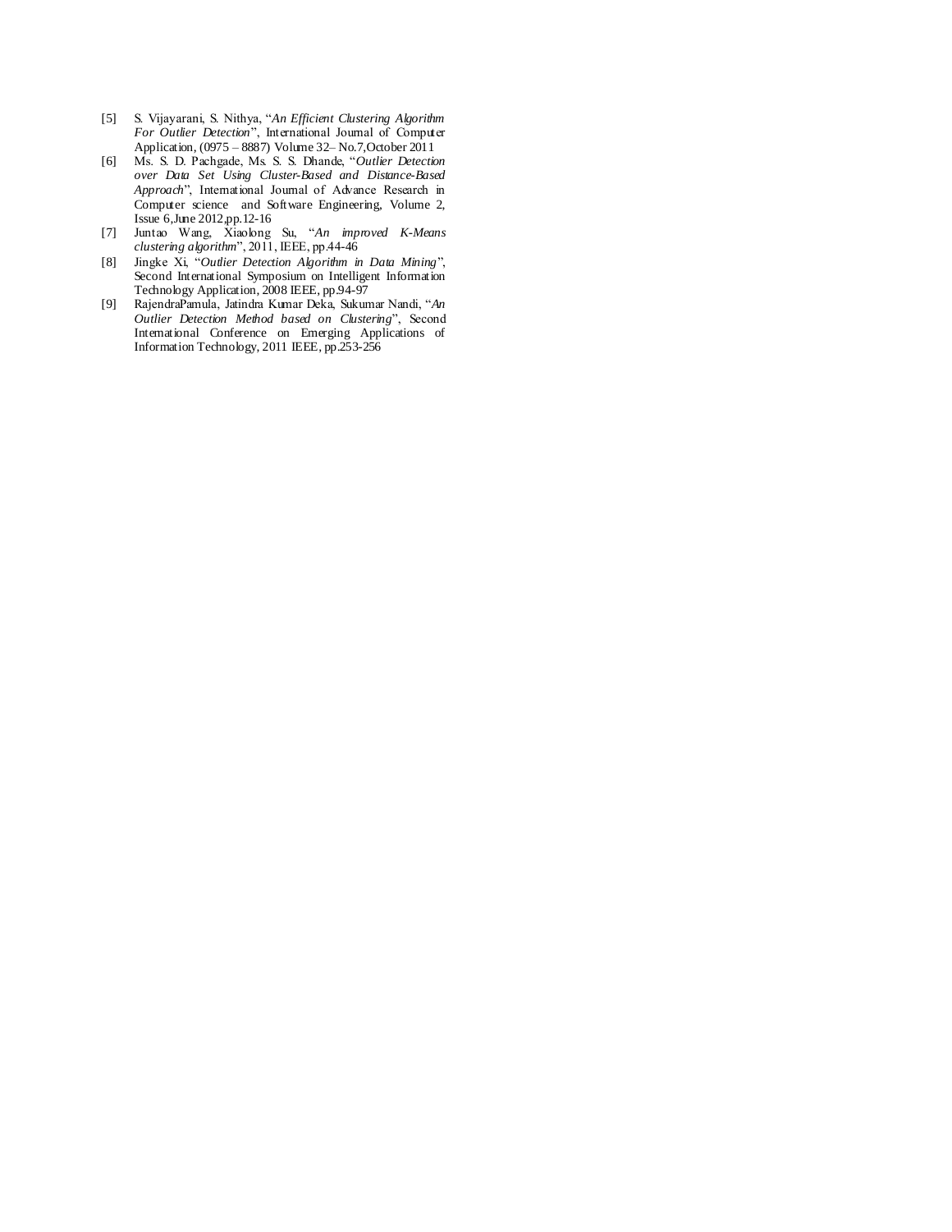[5] S. Vijayarani, S. Nithya, "*An Efficient Clustering Algorithm For Outlier Detection*", International Journal of Computer Application, (0975 – 8887) Volume 32– No.7,October 2011

[6] Ms. S. D. Pachgade, Ms. S. S. Dhande, "*Outlier Detection over Data Set Using Cluster-Based and Distance-Based Approach*", International Journal of Advance Research in Computer science and Software Engineering, Volume 2, Issue 6,June 2012,pp.12-16

[7] Juntao Wang, Xiaolong Su, "*An improved K-Means clustering algorithm*", 2011, IEEE, pp.44-46

[8] Jingke Xi, "*Outlier Detection Algorithm in Data Mining*", Second International Symposium on Intelligent Information Technology Application, 2008 IEEE, pp.94-97

[9] RajendraPamula, Jatindra Kumar Deka, Sukumar Nandi, "*An Outlier Detection Method based on Clustering*", Second International Conference on Emerging Applications of Information Technology, 2011 IEEE, pp.253-256